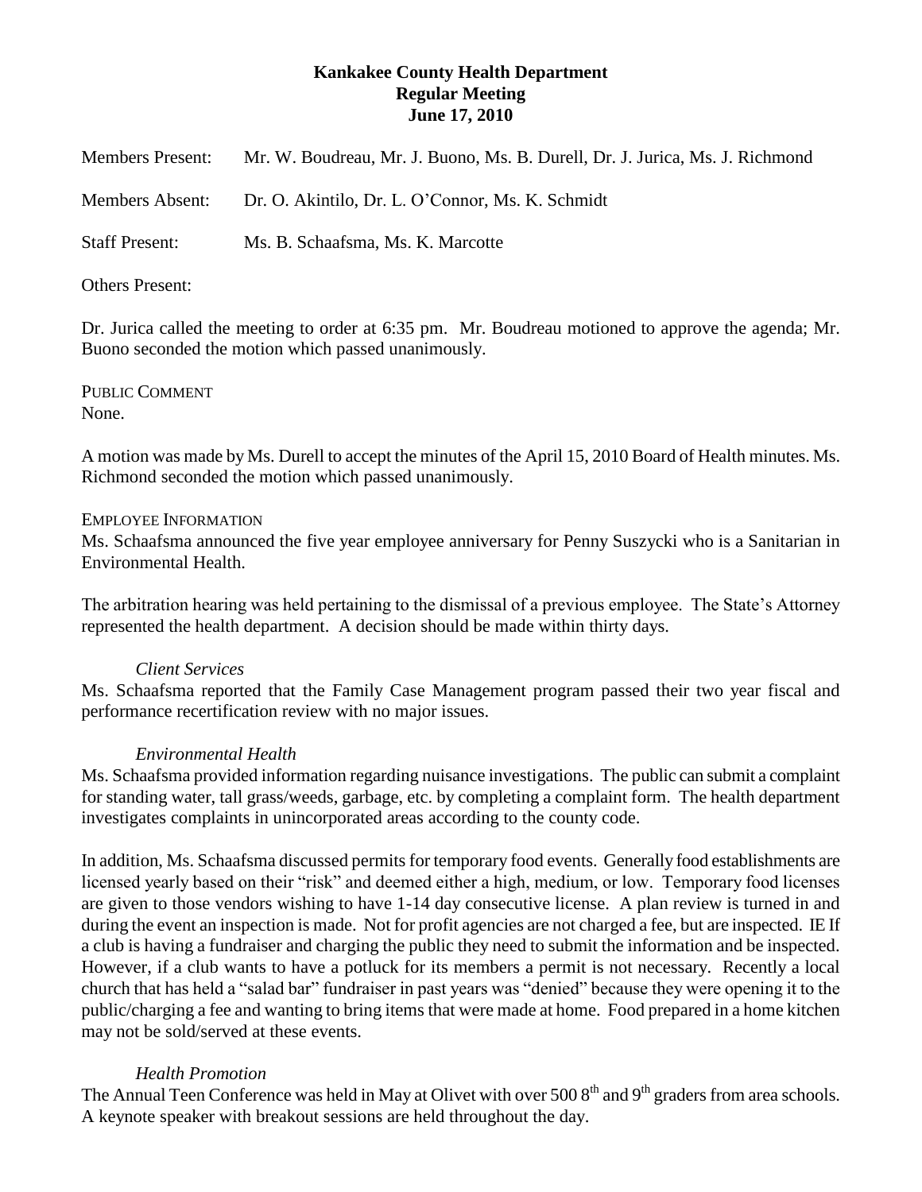# Kankakee County Health Department
## Regular Meeting
## June 17, 2010

Members Present: Mr. W. Boudreau, Mr. J. Buono, Ms. B. Durell, Dr. J. Jurica, Ms. J. Richmond

Members Absent: Dr. O. Akintilo, Dr. L. O'Connor, Ms. K. Schmidt

Staff Present: Ms. B. Schaafsma, Ms. K. Marcotte

Others Present:

Dr. Jurica called the meeting to order at 6:35 pm. Mr. Boudreau motioned to approve the agenda; Mr. Buono seconded the motion which passed unanimously.

PUBLIC COMMENT
None.

A motion was made by Ms. Durell to accept the minutes of the April 15, 2010 Board of Health minutes. Ms. Richmond seconded the motion which passed unanimously.

EMPLOYEE INFORMATION
Ms. Schaafsma announced the five year employee anniversary for Penny Suszycki who is a Sanitarian in Environmental Health.

The arbitration hearing was held pertaining to the dismissal of a previous employee. The State's Attorney represented the health department. A decision should be made within thirty days.

*Client Services*
Ms. Schaafsma reported that the Family Case Management program passed their two year fiscal and performance recertification review with no major issues.

*Environmental Health*
Ms. Schaafsma provided information regarding nuisance investigations. The public can submit a complaint for standing water, tall grass/weeds, garbage, etc. by completing a complaint form. The health department investigates complaints in unincorporated areas according to the county code.

In addition, Ms. Schaafsma discussed permits for temporary food events. Generally food establishments are licensed yearly based on their "risk" and deemed either a high, medium, or low. Temporary food licenses are given to those vendors wishing to have 1-14 day consecutive license. A plan review is turned in and during the event an inspection is made. Not for profit agencies are not charged a fee, but are inspected. IE If a club is having a fundraiser and charging the public they need to submit the information and be inspected. However, if a club wants to have a potluck for its members a permit is not necessary. Recently a local church that has held a "salad bar" fundraiser in past years was "denied" because they were opening it to the public/charging a fee and wanting to bring items that were made at home. Food prepared in a home kitchen may not be sold/served at these events.

*Health Promotion*
The Annual Teen Conference was held in May at Olivet with over 500 8th and 9th graders from area schools. A keynote speaker with breakout sessions are held throughout the day.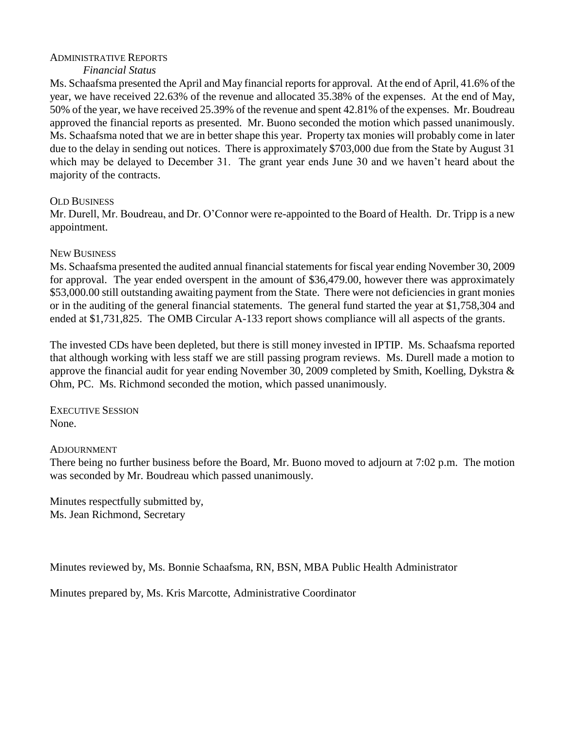## Administrative Reports

*Financial Status*

Ms. Schaafsma presented the April and May financial reports for approval. At the end of April, 41.6% of the year, we have received 22.63% of the revenue and allocated 35.38% of the expenses. At the end of May, 50% of the year, we have received 25.39% of the revenue and spent 42.81% of the expenses. Mr. Boudreau approved the financial reports as presented. Mr. Buono seconded the motion which passed unanimously. Ms. Schaafsma noted that we are in better shape this year. Property tax monies will probably come in later due to the delay in sending out notices. There is approximately $703,000 due from the State by August 31 which may be delayed to December 31. The grant year ends June 30 and we haven't heard about the majority of the contracts.

## Old Business

Mr. Durell, Mr. Boudreau, and Dr. O'Connor were re-appointed to the Board of Health. Dr. Tripp is a new appointment.

## New Business

Ms. Schaafsma presented the audited annual financial statements for fiscal year ending November 30, 2009 for approval. The year ended overspent in the amount of $36,479.00, however there was approximately $53,000.00 still outstanding awaiting payment from the State. There were not deficiencies in grant monies or in the auditing of the general financial statements. The general fund started the year at $1,758,304 and ended at $1,731,825. The OMB Circular A-133 report shows compliance will all aspects of the grants.

The invested CDs have been depleted, but there is still money invested in IPTIP. Ms. Schaafsma reported that although working with less staff we are still passing program reviews. Ms. Durell made a motion to approve the financial audit for year ending November 30, 2009 completed by Smith, Koelling, Dykstra & Ohm, PC. Ms. Richmond seconded the motion, which passed unanimously.

## Executive Session

None.

## Adjournment

There being no further business before the Board, Mr. Buono moved to adjourn at 7:02 p.m. The motion was seconded by Mr. Boudreau which passed unanimously.

Minutes respectfully submitted by,
Ms. Jean Richmond, Secretary

Minutes reviewed by, Ms. Bonnie Schaafsma, RN, BSN, MBA Public Health Administrator

Minutes prepared by, Ms. Kris Marcotte, Administrative Coordinator